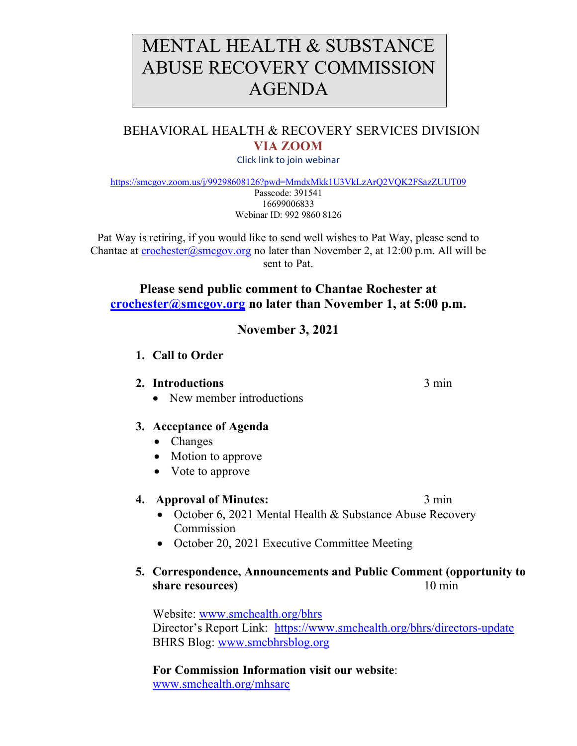# MENTAL HEALTH & SUBSTANCE ABUSE RECOVERY COMMISSION AGENDA

## BEHAVIORAL HEALTH & RECOVERY SERVICES DIVISION

**VIA ZOOM**

Click link to join webinar

https://smcgov.zoom.us/j/99298608126?pwd=MmdxMkk1U3VkLzArQ2VQK2FSazZUUT09
Passcode: 391541
16699006833
Webinar ID: 992 9860 8126

Pat Way is retiring, if you would like to send well wishes to Pat Way, please send to Chantae at crochester@smcgov.org no later than November 2, at 12:00 p.m. All will be sent to Pat.

**Please send public comment to Chantae Rochester at crochester@smcgov.org no later than November 1, at 5:00 p.m.**

**November 3, 2021**

1. **Call to Order**

2. **Introductions** 3 min
   - New member introductions

3. **Acceptance of Agenda**
   - Changes
   - Motion to approve
   - Vote to approve

4. **Approval of Minutes:** 3 min
   - October 6, 2021 Mental Health & Substance Abuse Recovery Commission
   - October 20, 2021 Executive Committee Meeting

5. **Correspondence, Announcements and Public Comment (opportunity to share resources)** 10 min

   Website: www.smchealth.org/bhrs
   Director's Report Link: https://www.smchealth.org/bhrs/directors-update
   BHRS Blog: www.smcbhrsblog.org

   **For Commission Information visit our website**:
   www.smchealth.org/mhsarc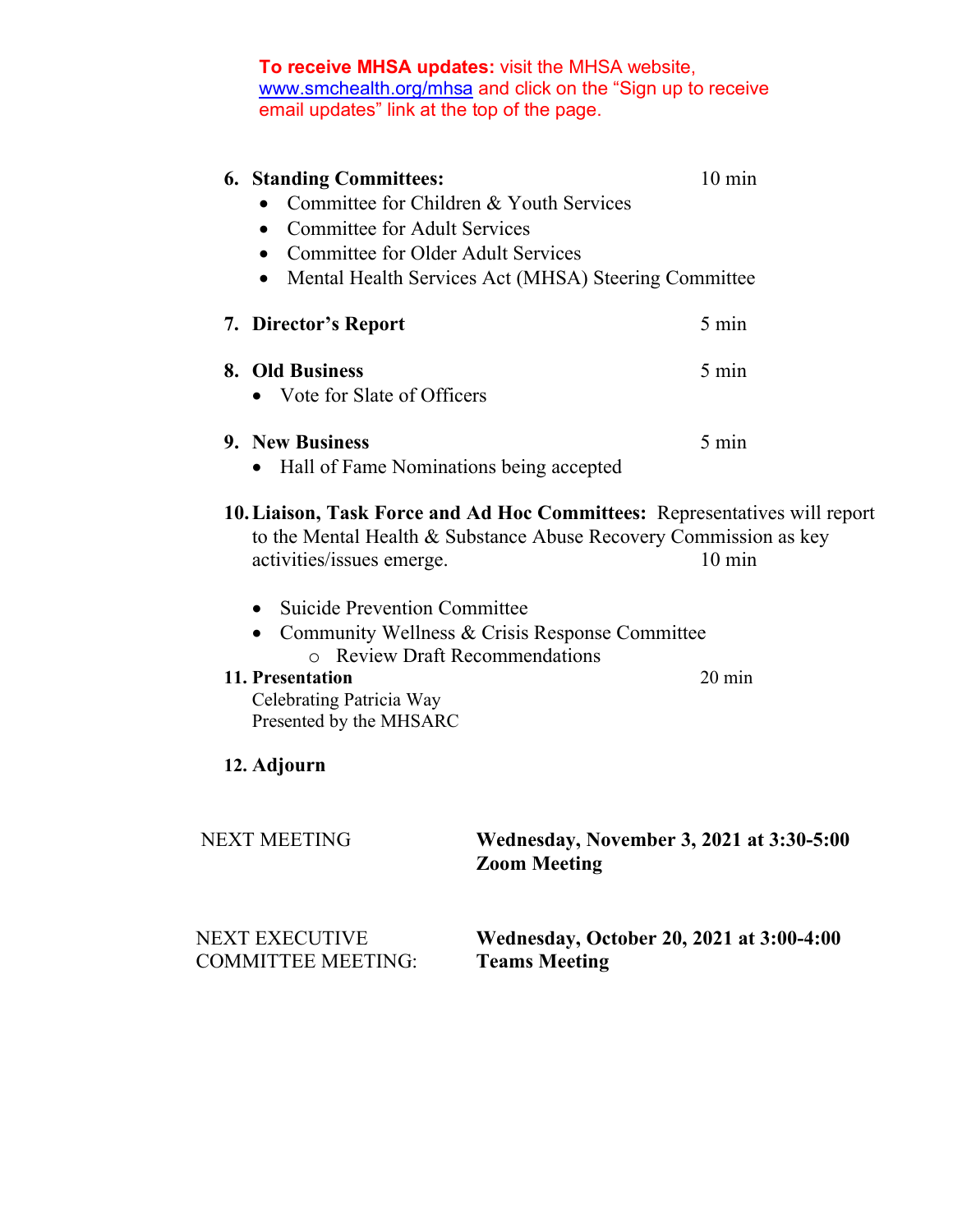**To receive MHSA updates:** visit the MHSA website, www.smchealth.org/mhsa and click on the "Sign up to receive email updates" link at the top of the page.

6. **Standing Committees:** 10 min
   - Committee for Children & Youth Services
   - Committee for Adult Services
   - Committee for Older Adult Services
   - Mental Health Services Act (MHSA) Steering Committee

7. **Director's Report** 5 min

8. **Old Business** 5 min
   - Vote for Slate of Officers

9. **New Business** 5 min
   - Hall of Fame Nominations being accepted

10. **Liaison, Task Force and Ad Hoc Committees:** Representatives will report to the Mental Health & Substance Abuse Recovery Commission as key activities/issues emerge. 10 min
    - Suicide Prevention Committee
    - Community Wellness & Crisis Response Committee
      - Review Draft Recommendations

11. **Presentation** 20 min
    Celebrating Patricia Way
    Presented by the MHSARC

12. **Adjourn**

| | |
|---|---|
| NEXT MEETING | **Wednesday, November 3, 2021 at 3:30-5:00 Zoom Meeting** |
| NEXT EXECUTIVE COMMITTEE MEETING: | **Wednesday, October 20, 2021 at 3:00-4:00 Teams Meeting** |